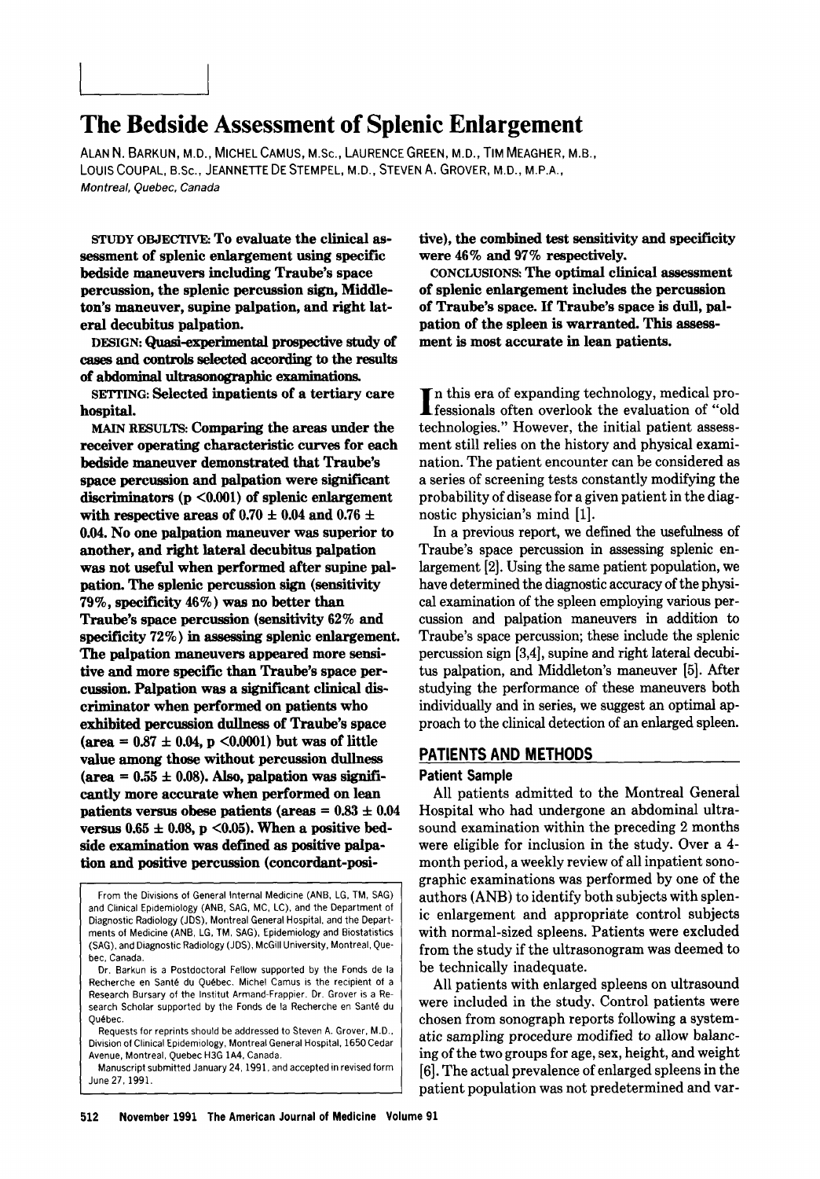# The Bedside Assessment of Splenic Enlargement

ALAN N. BARKUN, M.D., MICHEL CAMUS, M.Sc., LAURENCE GREEN, M.D., TIM MEAGHER, M.B., LOUIS COUPAL, B.Sc., JEANNETTE DE STEMPEL, M.D., STEVEN A. GROVER, M.D., M.P.A., *Montreal, Quebec, Canada*

**STUDY OBJECTIVE: To evaluate the clinical assessment of splenic enlargement using specific bedside maneuvers including Traube's space percussion, the splenic percussion sign, Middleton's maneuver, supine palpation, and right lateral decubitus palpation.**

**DESIGN: Quasi-experimental prospective study of cases and controls selected according to the results of abdominal ultrasonographic examinations.**

**SETTING: Selected inpatients of a tertiary care hospital.**

**MAIN RESULTS: Comparing the areas under the receiver operating characteristic curves for each bedside maneuver demonstrated that Traube's space percussion and palpation were significant discriminators ($p < 0.001$) of splenic enlargement with respective areas of $0.70 \pm 0.04$ and $0.76 \pm 0.04$. No one palpation maneuver was superior to another, and right lateral decubitus palpation was not useful when performed after supine palpation. The splenic percussion sign (sensitivity 79%, specificity 46%) was no better than Traube's space percussion (sensitivity 62% and specificity 72%) in assessing splenic enlargement. The palpation maneuvers appeared more sensitive and more specific than Traube's space percussion. Palpation was a significant clinical discriminator when performed on patients who exhibited percussion dullness of Traube's space (area = $0.87 \pm 0.04$, $p < 0.0001$) but was of little value among those without percussion dullness (area = $0.55 \pm 0.08$). Also, palpation was significantly more accurate when performed on lean patients versus obese patients (areas = $0.83 \pm 0.04$ versus $0.65 \pm 0.08$, $p < 0.05$). When a positive bedside examination was defined as positive palpation and positive percussion (concordant-positive), the combined test sensitivity and specificity were 46% and 97% respectively.**

**CONCLUSIONS: The optimal clinical assessment of splenic enlargement includes the percussion of Traube's space. If Traube's space is dull, palpation of the spleen is warranted. This assessment is most accurate in lean patients.**

From the Divisions of General Internal Medicine (ANB, LG, TM, SAG) and Clinical Epidemiology (ANB, SAG, MC, LC), and the Department of Diagnostic Radiology (JDS), Montreal General Hospital, and the Departments of Medicine (ANB, LG, TM, SAG), Epidemiology and Biostatistics (SAG), and Diagnostic Radiology (JDS), McGill University, Montreal, Quebec, Canada.

Dr. Barkun is a Postdoctoral Fellow supported by the Fonds de la Recherche en Santé du Québec. Michel Camus is the recipient of a Research Bursary of the Institut Armand-Frappier. Dr. Grover is a Research Scholar supported by the Fonds de la Recherche en Santé du Québec.

Requests for reprints should be addressed to Steven A. Grover, M.D., Division of Clinical Epidemiology, Montreal General Hospital, 1650 Cedar Avenue, Montreal, Quebec H3G 1A4, Canada.

Manuscript submitted January 24, 1991, and accepted in revised form June 27, 1991.

In this era of expanding technology, medical professionals often overlook the evaluation of "old technologies." However, the initial patient assessment still relies on the history and physical examination. The patient encounter can be considered as a series of screening tests constantly modifying the probability of disease for a given patient in the diagnostic physician's mind [1].

In a previous report, we defined the usefulness of Traube's space percussion in assessing splenic enlargement [2]. Using the same patient population, we have determined the diagnostic accuracy of the physical examination of the spleen employing various percussion and palpation maneuvers in addition to Traube's space percussion; these include the splenic percussion sign [3,4], supine and right lateral decubitus palpation, and Middleton's maneuver [5]. After studying the performance of these maneuvers both individually and in series, we suggest an optimal approach to the clinical detection of an enlarged spleen.

## PATIENTS AND METHODS

### Patient Sample

All patients admitted to the Montreal General Hospital who had undergone an abdominal ultrasound examination within the preceding 2 months were eligible for inclusion in the study. Over a 4-month period, a weekly review of all inpatient sonographic examinations was performed by one of the authors (ANB) to identify both subjects with splenic enlargement and appropriate control subjects with normal-sized spleens. Patients were excluded from the study if the ultrasonogram was deemed to be technically inadequate.

All patients with enlarged spleens on ultrasound were included in the study. Control patients were chosen from sonograph reports following a systematic sampling procedure modified to allow balancing of the two groups for age, sex, height, and weight [6]. The actual prevalence of enlarged spleens in the patient population was not predetermined and var-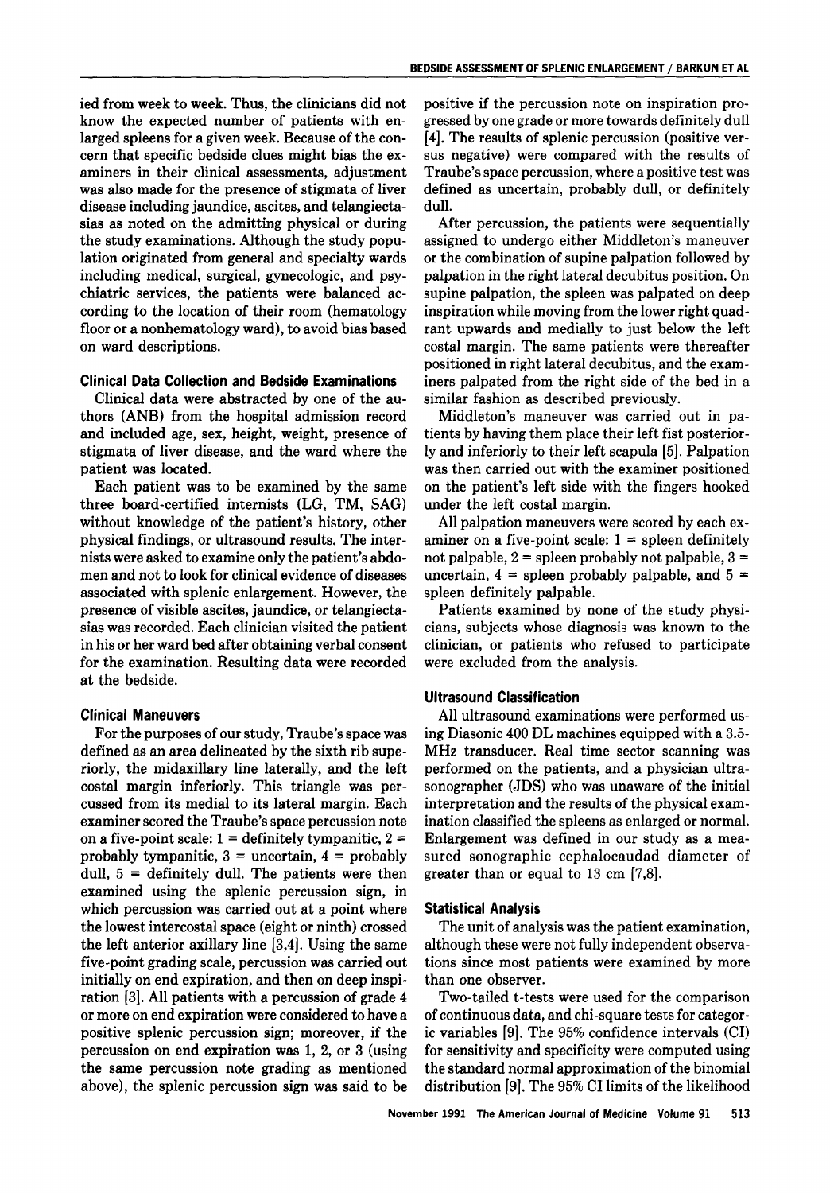ied from week to week. Thus, the clinicians did not know the expected number of patients with enlarged spleens for a given week. Because of the concern that specific bedside clues might bias the examiners in their clinical assessments, adjustment was also made for the presence of stigmata of liver disease including jaundice, ascites, and telangiectasias as noted on the admitting physical or during the study examinations. Although the study population originated from general and specialty wards including medical, surgical, gynecologic, and psychiatric services, the patients were balanced according to the location of their room (hematology floor or a nonhematology ward), to avoid bias based on ward descriptions.

### Clinical Data Collection and Bedside Examinations

Clinical data were abstracted by one of the authors (ANB) from the hospital admission record and included age, sex, height, weight, presence of stigmata of liver disease, and the ward where the patient was located.

Each patient was to be examined by the same three board-certified internists (LG, TM, SAG) without knowledge of the patient's history, other physical findings, or ultrasound results. The internists were asked to examine only the patient's abdomen and not to look for clinical evidence of diseases associated with splenic enlargement. However, the presence of visible ascites, jaundice, or telangiectasias was recorded. Each clinician visited the patient in his or her ward bed after obtaining verbal consent for the examination. Resulting data were recorded at the bedside.

### Clinical Maneuvers

For the purposes of our study, Traube's space was defined as an area delineated by the sixth rib superiorly, the midaxillary line laterally, and the left costal margin inferiorly. This triangle was percussed from its medial to its lateral margin. Each examiner scored the Traube's space percussion note on a five-point scale: 1 = definitely tympanitic, 2 = probably tympanitic, 3 = uncertain, 4 = probably dull, 5 = definitely dull. The patients were then examined using the splenic percussion sign, in which percussion was carried out at a point where the lowest intercostal space (eight or ninth) crossed the left anterior axillary line [3,4]. Using the same five-point grading scale, percussion was carried out initially on end expiration, and then on deep inspiration [3]. All patients with a percussion of grade 4 or more on end expiration were considered to have a positive splenic percussion sign; moreover, if the percussion on end expiration was 1, 2, or 3 (using the same percussion note grading as mentioned above), the splenic percussion sign was said to be positive if the percussion note on inspiration progressed by one grade or more towards definitely dull [4]. The results of splenic percussion (positive versus negative) were compared with the results of Traube's space percussion, where a positive test was defined as uncertain, probably dull, or definitely dull.

After percussion, the patients were sequentially assigned to undergo either Middleton's maneuver or the combination of supine palpation followed by palpation in the right lateral decubitus position. On supine palpation, the spleen was palpated on deep inspiration while moving from the lower right quadrant upwards and medially to just below the left costal margin. The same patients were thereafter positioned in right lateral decubitus, and the examiners palpated from the right side of the bed in a similar fashion as described previously.

Middleton's maneuver was carried out in patients by having them place their left fist posteriorly and inferiorly to their left scapula [5]. Palpation was then carried out with the examiner positioned on the patient's left side with the fingers hooked under the left costal margin.

All palpation maneuvers were scored by each examiner on a five-point scale: 1 = spleen definitely not palpable, 2 = spleen probably not palpable, 3 = uncertain, 4 = spleen probably palpable, and 5 = spleen definitely palpable.

Patients examined by none of the study physicians, subjects whose diagnosis was known to the clinician, or patients who refused to participate were excluded from the analysis.

### Ultrasound Classification

All ultrasound examinations were performed using Diasonic 400 DL machines equipped with a 3.5-MHz transducer. Real time sector scanning was performed on the patients, and a physician ultrasonographer (JDS) who was unaware of the initial interpretation and the results of the physical examination classified the spleens as enlarged or normal. Enlargement was defined in our study as a measured sonographic cephalocaudad diameter of greater than or equal to 13 cm [7,8].

### Statistical Analysis

The unit of analysis was the patient examination, although these were not fully independent observations since most patients were examined by more than one observer.

Two-tailed t-tests were used for the comparison of continuous data, and chi-square tests for categoric variables [9]. The 95% confidence intervals (CI) for sensitivity and specificity were computed using the standard normal approximation of the binomial distribution [9]. The 95% CI limits of the likelihood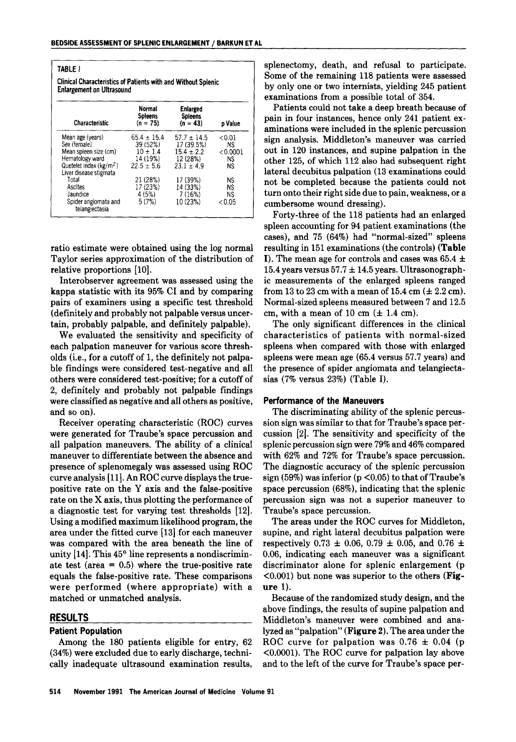**TABLE I**

**Clinical Characteristics of Patients with and Without Splenic Enlargement on Ultrasound**

| Characteristic | Normal Spleens (n = 75) | Enlarged Spleens (n = 43) | p Value |
|---|---|---|---|
| Mean age (years) | 65.4 ± 15.4 | 57.7 ± 14.5 | <0.01 |
| Sex (female) | 39 (52%) | 17 (39.5%) | NS |
| Mean spleen size (cm) | 10 ± 1.4 | 15.4 ± 2.2 | <0.0001 |
| Hematology ward | 14 (19%) | 12 (28%) | NS |
| Quetelet index (kg/m$^2$) | 22.5 ± 5.6 | 23.1 ± 4.9 | NS |
| Liver disease stigmata | | | |
| Total | 21 (28%) | 17 (39%) | NS |
| Ascites | 17 (23%) | 14 (33%) | NS |
| Jaundice | 4 (5%) | 7 (16%) | NS |
| Spider angiomata and telangiectasia | 5 (7%) | 10 (23%) | <0.05 |

ratio estimate were obtained using the log normal Taylor series approximation of the distribution of relative proportions [10].

Interobserver agreement was assessed using the kappa statistic with its 95% CI and by comparing pairs of examiners using a specific test threshold (definitely and probably not palpable versus uncertain, probably palpable, and definitely palpable).

We evaluated the sensitivity and specificity of each palpation maneuver for various score thresholds (i.e., for a cutoff of 1, the definitely not palpable findings were considered test-negative and all others were considered test-positive; for a cutoff of 2, definitely and probably not palpable findings were classified as negative and all others as positive, and so on).

Receiver operating characteristic (ROC) curves were generated for Traube's space percussion and all palpation maneuvers. The ability of a clinical maneuver to differentiate between the absence and presence of splenomegaly was assessed using ROC curve analysis [11]. An ROC curve displays the true-positive rate on the Y axis and the false-positive rate on the X axis, thus plotting the performance of a diagnostic test for varying test thresholds [12]. Using a modified maximum likelihood program, the area under the fitted curve [13] for each maneuver was compared with the area beneath the line of unity [14]. This 45° line represents a nondiscriminate test (area = 0.5) where the true-positive rate equals the false-positive rate. These comparisons were performed (where appropriate) with a matched or unmatched analysis.

## RESULTS

### Patient Population

Among the 180 patients eligible for entry, 62 (34%) were excluded due to early discharge, technically inadequate ultrasound examination results, splenectomy, death, and refusal to participate. Some of the remaining 118 patients were assessed by only one or two internists, yielding 245 patient examinations from a possible total of 354.

Patients could not take a deep breath because of pain in four instances, hence only 241 patient examinations were included in the splenic percussion sign analysis. Middleton's maneuver was carried out in 120 instances, and supine palpation in the other 125, of which 112 also had subsequent right lateral decubitus palpation (13 examinations could not be completed because the patients could not turn onto their right side due to pain, weakness, or a cumbersome wound dressing).

Forty-three of the 118 patients had an enlarged spleen accounting for 94 patient examinations (the cases), and 75 (64%) had "normal-sized" spleens resulting in 151 examinations (the controls) (**Table I**). The mean age for controls and cases was 65.4 ± 15.4 years versus 57.7 ± 14.5 years. Ultrasonographic measurements of the enlarged spleens ranged from 13 to 23 cm with a mean of 15.4 cm (± 2.2 cm). Normal-sized spleens measured between 7 and 12.5 cm, with a mean of 10 cm (± 1.4 cm).

The only significant differences in the clinical characteristics of patients with normal-sized spleens when compared with those with enlarged spleens were mean age (65.4 versus 57.7 years) and the presence of spider angiomata and telangiectasias (7% versus 23%) (Table I).

### Performance of the Maneuvers

The discriminating ability of the splenic percussion sign was similar to that for Traube's space percussion [2]. The sensitivity and specificity of the splenic percussion sign were 79% and 46% compared with 62% and 72% for Traube's space percussion. The diagnostic accuracy of the splenic percussion sign (59%) was inferior ($p < 0.05$) to that of Traube's space percussion (68%), indicating that the splenic percussion sign was not a superior maneuver to Traube's space percussion.

The areas under the ROC curves for Middleton, supine, and right lateral decubitus palpation were respectively 0.73 ± 0.06, 0.79 ± 0.05, and 0.76 ± 0.06, indicating each maneuver was a significant discriminator alone for splenic enlargement ($p < 0.001$) but none was superior to the others (**Figure 1**).

Because of the randomized study design, and the above findings, the results of supine palpation and Middleton's maneuver were combined and analyzed as "palpation" (**Figure 2**). The area under the ROC curve for palpation was 0.76 ± 0.04 ($p < 0.0001$). The ROC curve for palpation lay above and to the left of the curve for Traube's space per-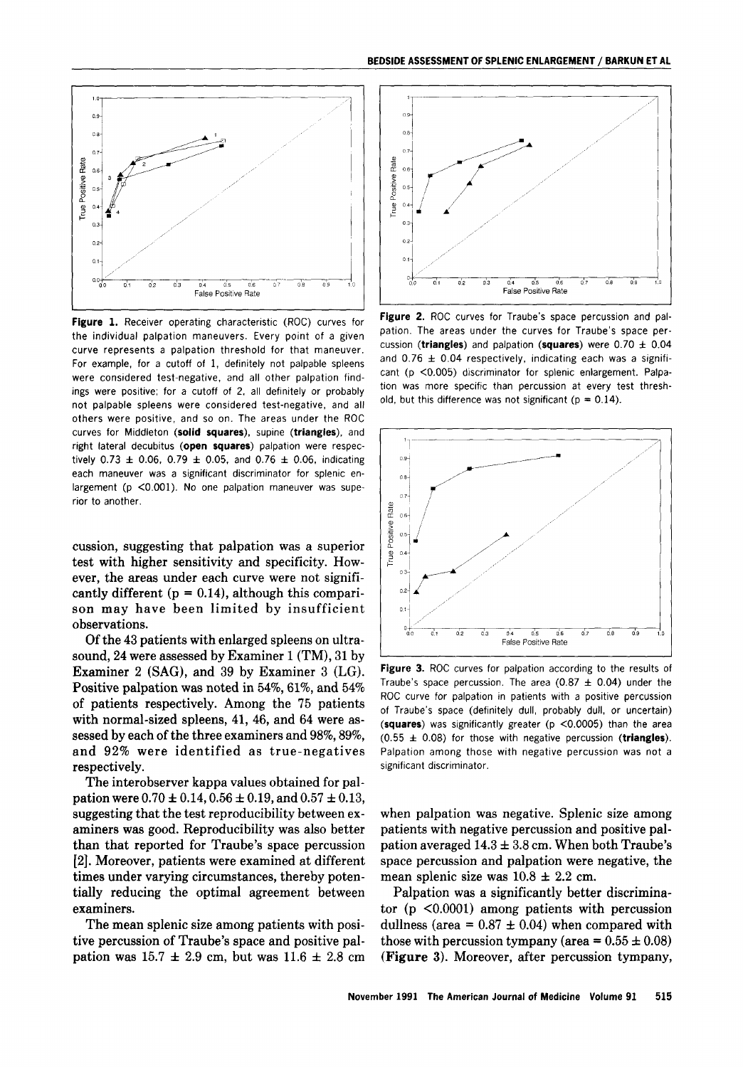**Figure 1.** Receiver operating characteristic (ROC) curves for the individual palpation maneuvers. Every point of a given curve represents a palpation threshold for that maneuver. For example, for a cutoff of 1, definitely not palpable spleens were considered test-negative, and all other palpation findings were positive; for a cutoff of 2, all definitely or probably not palpable spleens were considered test-negative, and all others were positive, and so on. The areas under the ROC curves for Middleton (**solid squares**), supine (**triangles**), and right lateral decubitus (**open squares**) palpation were respectively 0.73 ± 0.06, 0.79 ± 0.05, and 0.76 ± 0.06, indicating each maneuver was a significant discriminator for splenic enlargement ($p < 0.001$). No one palpation maneuver was superior to another.

**Figure 2.** ROC curves for Traube's space percussion and palpation. The areas under the curves for Traube's space percussion (**triangles**) and palpation (**squares**) were 0.70 ± 0.04 and 0.76 ± 0.04 respectively, indicating each was a significant ($p < 0.005$) discriminator for splenic enlargement. Palpation was more specific than percussion at every test threshold, but this difference was not significant ($p = 0.14$).

cussion, suggesting that palpation was a superior test with higher sensitivity and specificity. However, the areas under each curve were not significantly different ($p = 0.14$), although this comparison may have been limited by insufficient observations.

Of the 43 patients with enlarged spleens on ultrasound, 24 were assessed by Examiner 1 (TM), 31 by Examiner 2 (SAG), and 39 by Examiner 3 (LG). Positive palpation was noted in 54%, 61%, and 54% of patients respectively. Among the 75 patients with normal-sized spleens, 41, 46, and 64 were assessed by each of the three examiners and 98%, 89%, and 92% were identified as true-negatives respectively.

The interobserver kappa values obtained for palpation were 0.70 ± 0.14, 0.56 ± 0.19, and 0.57 ± 0.13, suggesting that the test reproducibility between examiners was good. Reproducibility was also better than that reported for Traube's space percussion [2]. Moreover, patients were examined at different times under varying circumstances, thereby potentially reducing the optimal agreement between examiners.

The mean splenic size among patients with positive percussion of Traube's space and positive palpation was 15.7 ± 2.9 cm, but was 11.6 ± 2.8 cm when palpation was negative. Splenic size among patients with negative percussion and positive palpation averaged 14.3 ± 3.8 cm. When both Traube's space percussion and palpation were negative, the mean splenic size was 10.8 ± 2.2 cm.

Palpation was a significantly better discriminator ($p < 0.0001$) among patients with percussion dullness (area = 0.87 ± 0.04) when compared with those with percussion tympany (area = 0.55 ± 0.08) (**Figure 3**). Moreover, after percussion tympany,

**Figure 3.** ROC curves for palpation according to the results of Traube's space percussion. The area (0.87 ± 0.04) under the ROC curve for palpation in patients with a positive percussion of Traube's space (definitely dull, probably dull, or uncertain) (**squares**) was significantly greater ($p < 0.0005$) than the area (0.55 ± 0.08) for those with negative percussion (**triangles**). Palpation among those with negative percussion was not a significant discriminator.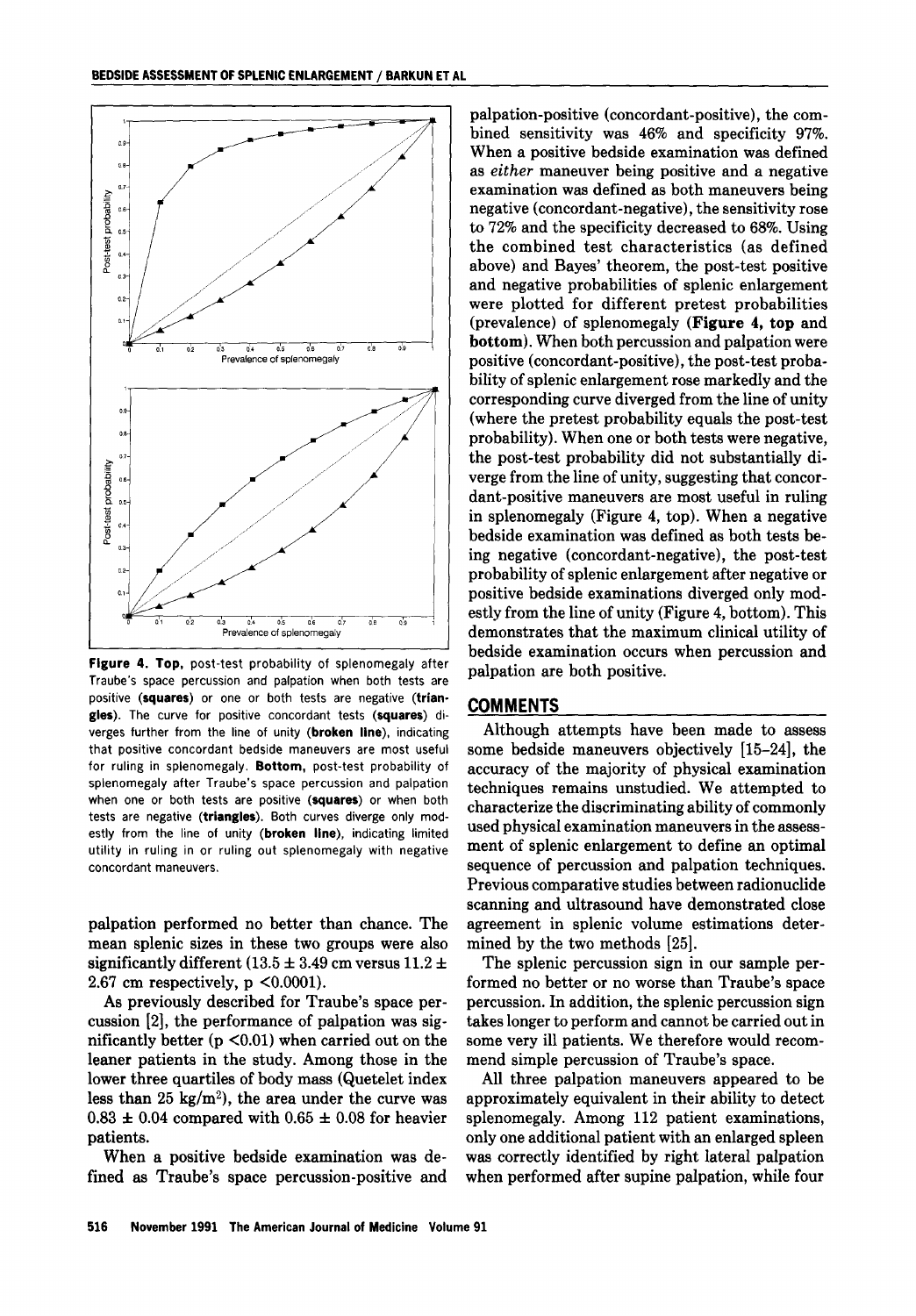Figure 4. **Top**, post-test probability of splenomegaly after Traube's space percussion and palpation when both tests are positive (**squares**) or one or both tests are negative (**triangles**). The curve for positive concordant tests (**squares**) diverges further from the line of unity (**broken line**), indicating that positive concordant bedside maneuvers are most useful for ruling in splenomegaly. **Bottom**, post-test probability of splenomegaly after Traube's space percussion and palpation when one or both tests are positive (**squares**) or when both tests are negative (**triangles**). Both curves diverge only modestly from the line of unity (**broken line**), indicating limited utility in ruling in or ruling out splenomegaly with negative concordant maneuvers.

palpation performed no better than chance. The mean splenic sizes in these two groups were also significantly different ($13.5 \pm 3.49$ cm versus $11.2 \pm 2.67$ cm respectively, $p < 0.0001$).

As previously described for Traube's space percussion [2], the performance of palpation was significantly better ($p < 0.01$) when carried out on the leaner patients in the study. Among those in the lower three quartiles of body mass (Quetelet index less than 25 kg/m$^2$), the area under the curve was $0.83 \pm 0.04$ compared with $0.65 \pm 0.08$ for heavier patients.

When a positive bedside examination was defined as Traube's space percussion-positive and palpation-positive (concordant-positive), the combined sensitivity was 46% and specificity 97%. When a positive bedside examination was defined as *either* maneuver being positive and a negative examination was defined as both maneuvers being negative (concordant-negative), the sensitivity rose to 72% and the specificity decreased to 68%. Using the combined test characteristics (as defined above) and Bayes' theorem, the post-test positive and negative probabilities of splenic enlargement were plotted for different pretest probabilities (prevalence) of splenomegaly (**Figure 4, top** and **bottom**). When both percussion and palpation were positive (concordant-positive), the post-test probability of splenic enlargement rose markedly and the corresponding curve diverged from the line of unity (where the pretest probability equals the post-test probability). When one or both tests were negative, the post-test probability did not substantially diverge from the line of unity, suggesting that concordant-positive maneuvers are most useful in ruling in splenomegaly (Figure 4, top). When a negative bedside examination was defined as both tests being negative (concordant-negative), the post-test probability of splenic enlargement after negative or positive bedside examinations diverged only modestly from the line of unity (Figure 4, bottom). This demonstrates that the maximum clinical utility of bedside examination occurs when percussion and palpation are both positive.

## COMMENTS

Although attempts have been made to assess some bedside maneuvers objectively [15–24], the accuracy of the majority of physical examination techniques remains unstudied. We attempted to characterize the discriminating ability of commonly used physical examination maneuvers in the assessment of splenic enlargement to define an optimal sequence of percussion and palpation techniques. Previous comparative studies between radionuclide scanning and ultrasound have demonstrated close agreement in splenic volume estimations determined by the two methods [25].

The splenic percussion sign in our sample performed no better or no worse than Traube's space percussion. In addition, the splenic percussion sign takes longer to perform and cannot be carried out in some very ill patients. We therefore would recommend simple percussion of Traube's space.

All three palpation maneuvers appeared to be approximately equivalent in their ability to detect splenomegaly. Among 112 patient examinations, only one additional patient with an enlarged spleen was correctly identified by right lateral palpation when performed after supine palpation, while four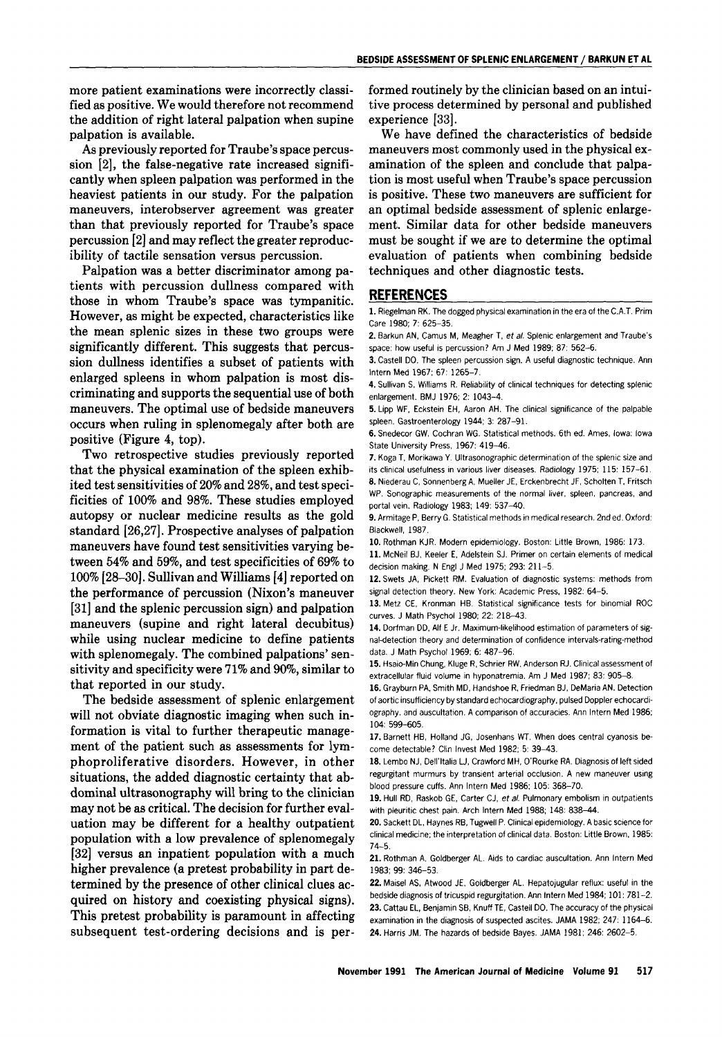more patient examinations were incorrectly classified as positive. We would therefore not recommend the addition of right lateral palpation when supine palpation is available.

As previously reported for Traube's space percussion [2], the false-negative rate increased significantly when spleen palpation was performed in the heaviest patients in our study. For the palpation maneuvers, interobserver agreement was greater than that previously reported for Traube's space percussion [2] and may reflect the greater reproducibility of tactile sensation versus percussion.

Palpation was a better discriminator among patients with percussion dullness compared with those in whom Traube's space was tympanitic. However, as might be expected, characteristics like the mean splenic sizes in these two groups were significantly different. This suggests that percussion dullness identifies a subset of patients with enlarged spleens in whom palpation is most discriminating and supports the sequential use of both maneuvers. The optimal use of bedside maneuvers occurs when ruling in splenomegaly after both are positive (Figure 4, top).

Two retrospective studies previously reported that the physical examination of the spleen exhibited test sensitivities of 20% and 28%, and test specificities of 100% and 98%. These studies employed autopsy or nuclear medicine results as the gold standard [26,27]. Prospective analyses of palpation maneuvers have found test sensitivities varying between 54% and 59%, and test specificities of 69% to 100% [28–30]. Sullivan and Williams [4] reported on the performance of percussion (Nixon's maneuver [31] and the splenic percussion sign) and palpation maneuvers (supine and right lateral decubitus) while using nuclear medicine to define patients with splenomegaly. The combined palpations' sensitivity and specificity were 71% and 90%, similar to that reported in our study.

The bedside assessment of splenic enlargement will not obviate diagnostic imaging when such information is vital to further therapeutic management of the patient such as assessments for lymphoproliferative disorders. However, in other situations, the added diagnostic certainty that abdominal ultrasonography will bring to the clinician may not be as critical. The decision for further evaluation may be different for a healthy outpatient population with a low prevalence of splenomegaly [32] versus an inpatient population with a much higher prevalence (a pretest probability in part determined by the presence of other clinical clues acquired on history and coexisting physical signs). This pretest probability is paramount in affecting subsequent test-ordering decisions and is performed routinely by the clinician based on an intuitive process determined by personal and published experience [33].

We have defined the characteristics of bedside maneuvers most commonly used in the physical examination of the spleen and conclude that palpation is most useful when Traube's space percussion is positive. These two maneuvers are sufficient for an optimal bedside assessment of splenic enlargement. Similar data for other bedside maneuvers must be sought if we are to determine the optimal evaluation of patients when combining bedside techniques and other diagnostic tests.

## REFERENCES

1. Riegelman RK. The dogged physical examination in the era of the C.A.T. Prim Care 1980; 7: 625–35.
2. Barkun AN, Camus M, Meagher T, *et al*. Splenic enlargement and Traube's space: how useful is percussion? Am J Med 1989; 87: 562–6.
3. Castell DO. The spleen percussion sign. A useful diagnostic technique. Ann Intern Med 1967; 67: 1265–7.
4. Sullivan S, Williams R. Reliability of clinical techniques for detecting splenic enlargement. BMJ 1976; 2: 1043–4.
5. Lipp WF, Eckstein EH, Aaron AH. The clinical significance of the palpable spleen. Gastroenterology 1944; 3: 287–91.
6. Snedecor GW, Cochran WG. Statistical methods. 6th ed. Ames, Iowa: Iowa State University Press, 1967: 419–46.
7. Koga T, Morikawa Y. Ultrasonographic determination of the splenic size and its clinical usefulness in various liver diseases. Radiology 1975; 115: 157–61.
8. Niederau C, Sonnenberg A, Mueller JE, Erckenbrecht JF, Scholten T, Fritsch WP. Sonographic measurements of the normal liver, spleen, pancreas, and portal vein. Radiology 1983; 149: 537–40.
9. Armitage P, Berry G. Statistical methods in medical research. 2nd ed. Oxford: Blackwell, 1987.
10. Rothman KJR. Modern epidemiology. Boston: Little Brown, 1986: 173.
11. McNeil BJ, Keeler E, Adelstein SJ. Primer on certain elements of medical decision making. N Engl J Med 1975; 293: 211–5.
12. Swets JA, Pickett RM. Evaluation of diagnostic systems: methods from signal detection theory. New York: Academic Press, 1982: 64–5.
13. Metz CE, Kronman HB. Statistical significance tests for binomial ROC curves. J Math Psychol 1980; 22: 218–43.
14. Dorfman DD, Alf E Jr. Maximum-likelihood estimation of parameters of signal-detection theory and determination of confidence intervals-rating-method data. J Math Psychol 1969; 6: 487–96.
15. Hsaio-Min Chung, Kluge R, Schrier RW, Anderson RJ. Clinical assessment of extracellular fluid volume in hyponatremia. Am J Med 1987; 83: 905–8.
16. Grayburn PA, Smith MD, Handshoe R, Friedman BJ, DeMaria AN. Detection of aortic insufficiency by standard echocardiography, pulsed Doppler echocardiography, and auscultation. A comparison of accuracies. Ann Intern Med 1986; 104: 599–605.
17. Barnett HB, Holland JG, Josenhans WT. When does central cyanosis become detectable? Clin Invest Med 1982; 5: 39–43.
18. Lembo NJ, Dell'Italia LJ, Crawford MH, O'Rourke RA. Diagnosis of left sided regurgitant murmurs by transient arterial occlusion. A new maneuver using blood pressure cuffs. Ann Intern Med 1986; 105: 368–70.
19. Hull RD, Raskob GE, Carter CJ, *et al*. Pulmonary embolism in outpatients with pleuritic chest pain. Arch Intern Med 1988; 148: 838–44.
20. Sackett DL, Haynes RB, Tugwell P. Clinical epidemiology. A basic science for clinical medicine; the interpretation of clinical data. Boston: Little Brown, 1985: 74–5.
21. Rothman A, Goldberger AL. Aids to cardiac auscultation. Ann Intern Med 1983; 99: 346–53.
22. Maisel AS, Atwood JE, Goldberger AL. Hepatojugular reflux: useful in the bedside diagnosis of tricuspid regurgitation. Ann Intern Med 1984; 101: 781–2.
23. Cattau EL, Benjamin SB, Knuff TE, Castell DO. The accuracy of the physical examination in the diagnosis of suspected ascites. JAMA 1982; 247: 1164–6.
24. Harris JM. The hazards of bedside Bayes. JAMA 1981; 246: 2602–5.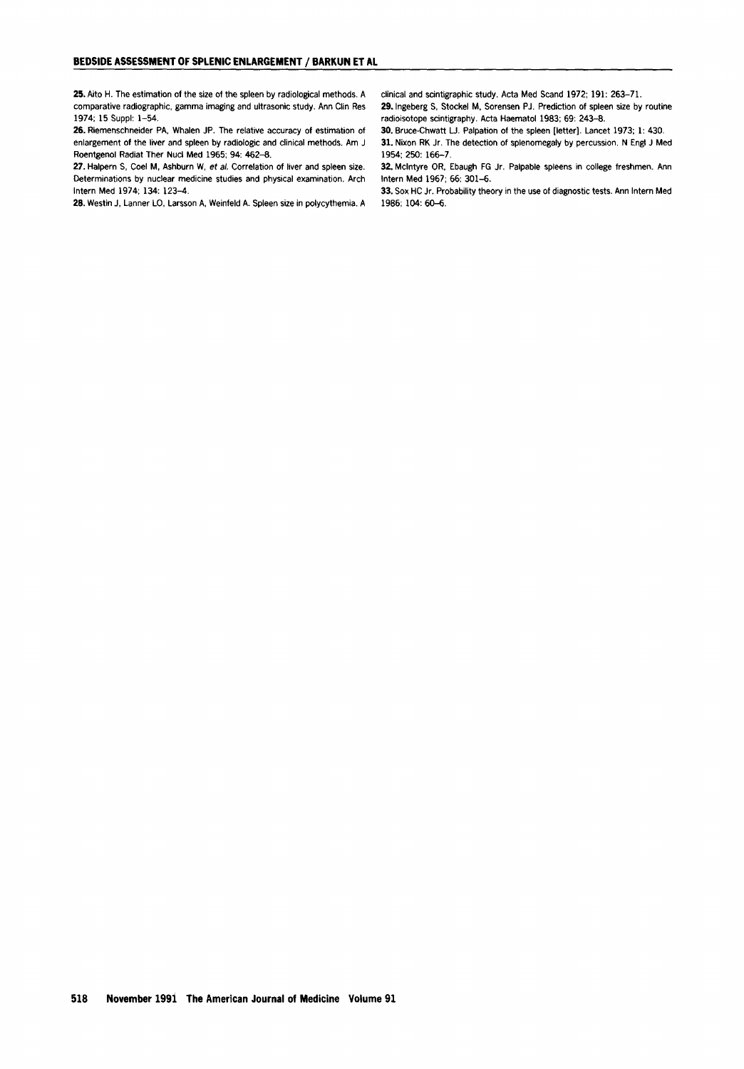25. Aito H. The estimation of the size of the spleen by radiological methods. A comparative radiographic, gamma imaging and ultrasonic study. Ann Clin Res 1974; 15 Suppl: 1–54.

26. Riemenschneider PA, Whalen JP. The relative accuracy of estimation of enlargement of the liver and spleen by radiologic and clinical methods. Am J Roentgenol Radiat Ther Nucl Med 1965; 94: 462–8.

27. Halpern S, Coel M, Ashburn W, *et al.* Correlation of liver and spleen size. Determinations by nuclear medicine studies and physical examination. Arch Intern Med 1974; 134: 123–4.

28. Westin J, Lanner LO, Larsson A, Weinfeld A. Spleen size in polycythemia. A clinical and scintigraphic study. Acta Med Scand 1972; 191: 263–71.

29. Ingeberg S, Stockel M, Sorensen PJ. Prediction of spleen size by routine radioisotope scintigraphy. Acta Haematol 1983; 69: 243–8.

30. Bruce-Chwatt LJ. Palpation of the spleen [letter]. Lancet 1973; 1: 430.

31. Nixon RK Jr. The detection of splenomegaly by percussion. N Engl J Med 1954; 250: 166–7.

32. McIntyre OR, Ebaugh FG Jr. Palpable spleens in college freshmen. Ann Intern Med 1967; 66: 301–6.

33. Sox HC Jr. Probability theory in the use of diagnostic tests. Ann Intern Med 1986; 104: 60–6.